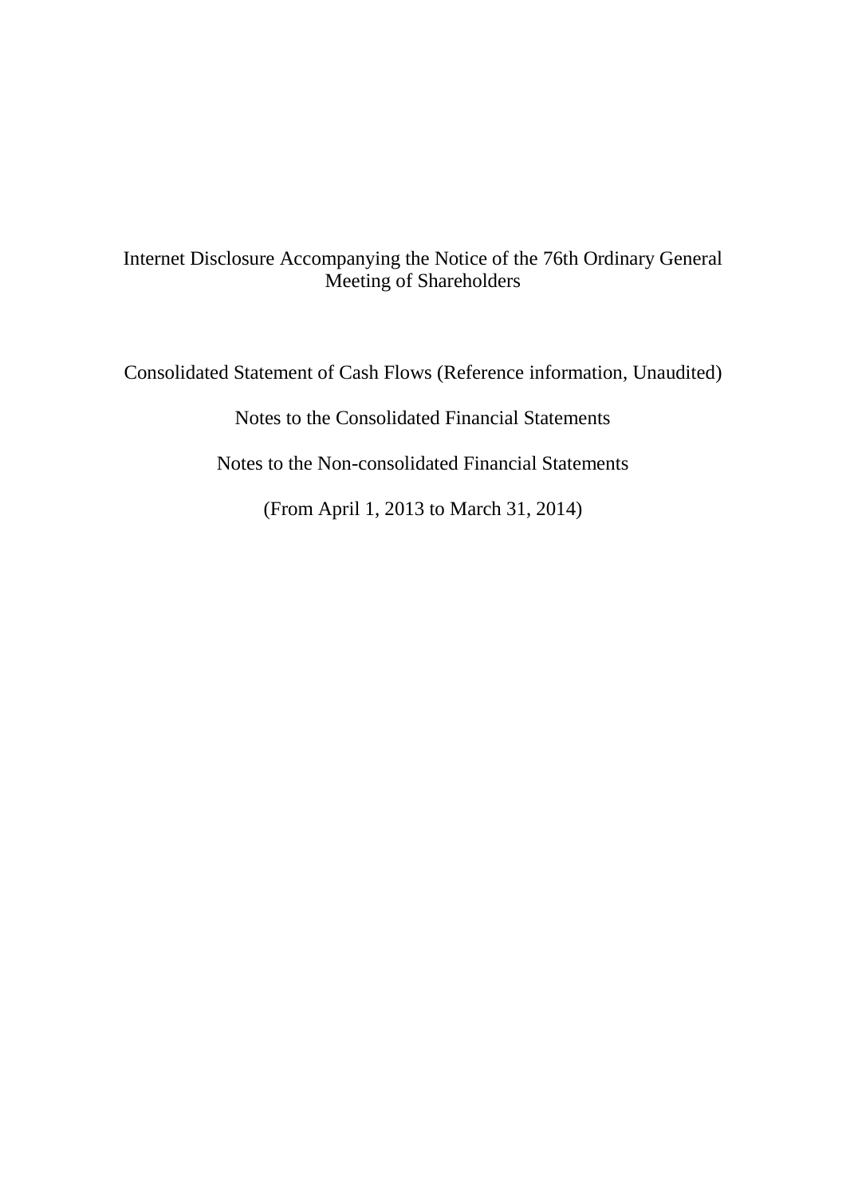# Internet Disclosure Accompanying the Notice of the 76th Ordinary General Meeting of Shareholders

Consolidated Statement of Cash Flows (Reference information, Unaudited)

Notes to the Consolidated Financial Statements

Notes to the Non-consolidated Financial Statements

(From April 1, 2013 to March 31, 2014)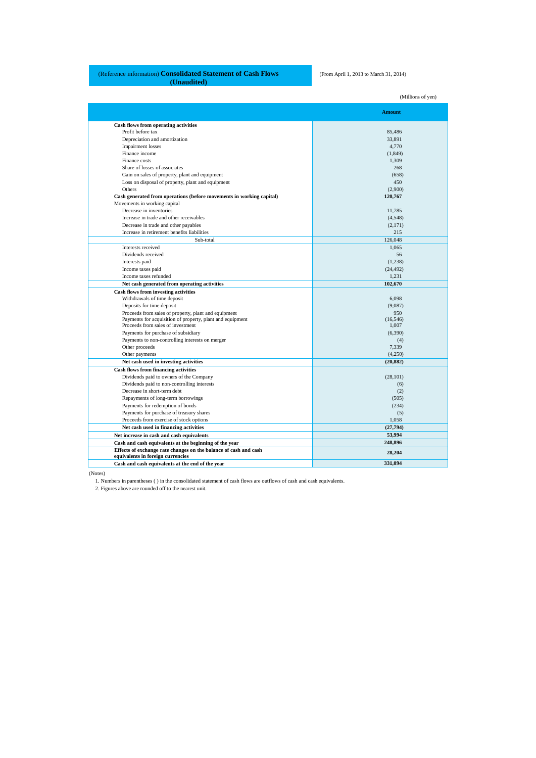(Reference information) **Consolidated Statement of Cash Flows (Unaudited)**

(From April 1, 2013 to March 31, 2014)

(Millions of yen)

| | Amount |
|---|---|
| **Cash flows from operating activities** | |
| Profit before tax | 85,486 |
| Depreciation and amortization | 33,891 |
| Impairment losses | 4,770 |
| Finance income | (1,849) |
| Finance costs | 1,309 |
| Share of losses of associates | 268 |
| Gain on sales of property, plant and equipment | (658) |
| Loss on disposal of property, plant and equipment | 450 |
| Others | (2,900) |
| **Cash generated from operations (before movements in working capital)** | **120,767** |
| Movements in working capital | |
| Decrease in inventories | 11,785 |
| Increase in trade and other receivables | (4,548) |
| Decrease in trade and other payables | (2,171) |
| Increase in retirement benefits liabilities | 215 |
| Sub-total | 126,048 |
| Interests received | 1,065 |
| Dividends received | 56 |
| Interests paid | (1,238) |
| Income taxes paid | (24,492) |
| Income taxes refunded | 1,231 |
| **Net cash generated from operating activities** | **102,670** |
| **Cash flows from investing activities** | |
| Withdrawals of time deposit | 6,098 |
| Deposits for time deposit | (9,087) |
| Proceeds from sales of property, plant and equipment | 950 |
| Payments for acquisition of property, plant and equipment | (16,546) |
| Proceeds from sales of investment | 1,007 |
| Payments for purchase of subsidiary | (6,390) |
| Payments to non-controlling interests on merger | (4) |
| Other proceeds | 7,339 |
| Other payments | (4,250) |
| **Net cash used in investing activities** | **(20,882)** |
| **Cash flows from financing activities** | |
| Dividends paid to owners of the Company | (28,101) |
| Dividends paid to non-controlling interests | (6) |
| Decrease in short-term debt | (2) |
| Repayments of long-term borrowings | (505) |
| Payments for redemption of bonds | (234) |
| Payments for purchase of treasury shares | (5) |
| Proceeds from exercise of stock options | 1,058 |
| **Net cash used in financing activities** | **(27,794)** |
| **Net increase in cash and cash equivalents** | **53,994** |
| **Cash and cash equivalents at the beginning of the year** | **248,896** |
| **Effects of exchange rate changes on the balance of cash and cash equivalents in foreign currencies** | **28,204** |
| **Cash and cash equivalents at the end of the year** | **331,094** |

(Notes)

1. Numbers in parentheses ( ) in the consolidated statement of cash flows are outflows of cash and cash equivalents.
2. Figures above are rounded off to the nearest unit.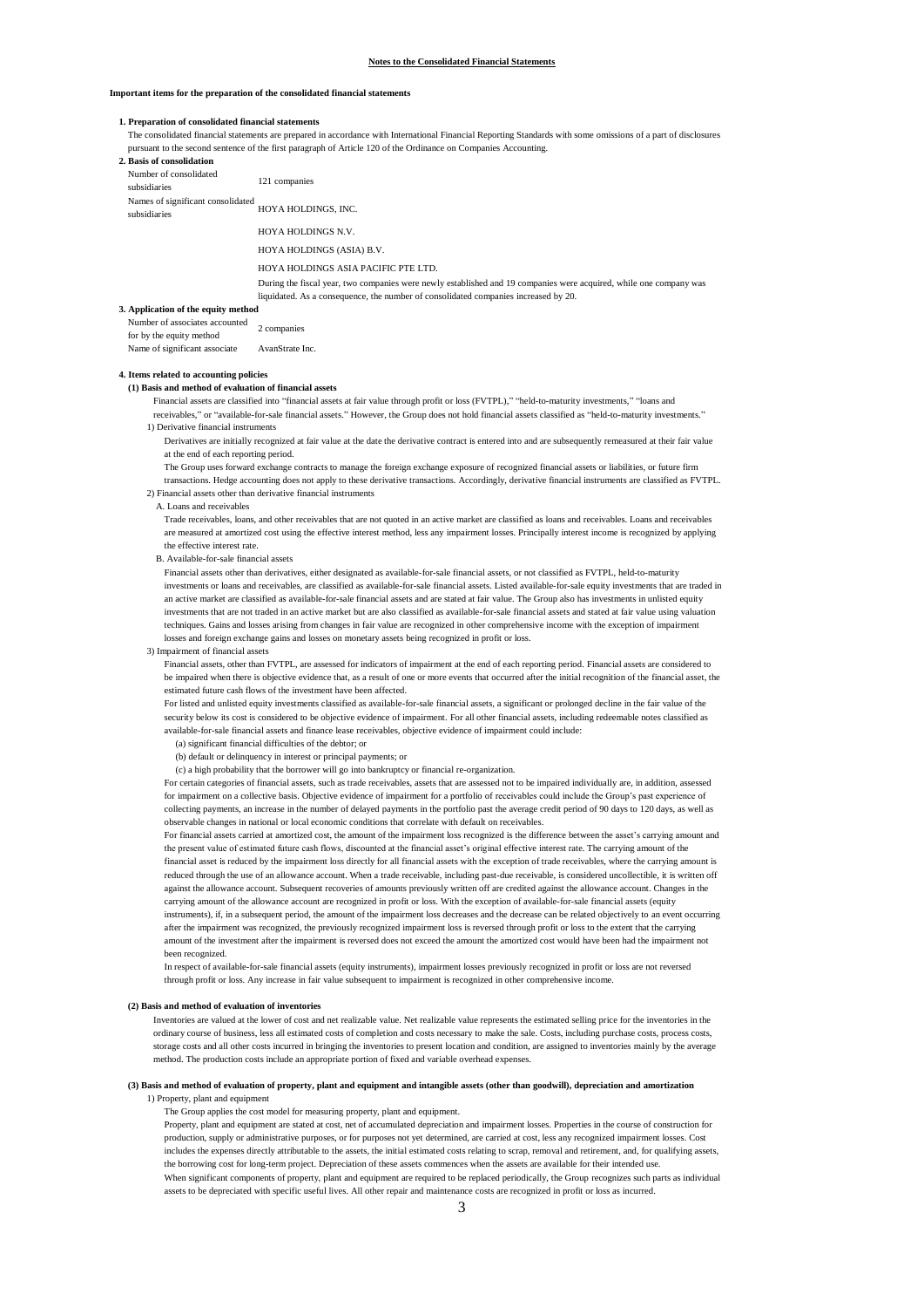# Notes to the Consolidated Financial Statements

## Important items for the preparation of the consolidated financial statements

### 1. Preparation of consolidated financial statements

The consolidated financial statements are prepared in accordance with International Financial Reporting Standards with some omissions of a part of disclosures pursuant to the second sentence of the first paragraph of Article 120 of the Ordinance on Companies Accounting.

### 2. Basis of consolidation

| | |
|---|---|
| Number of consolidated subsidiaries | 121 companies |
| Names of significant consolidated subsidiaries | HOYA HOLDINGS, INC. |
| | HOYA HOLDINGS N.V. |
| | HOYA HOLDINGS (ASIA) B.V. |
| | HOYA HOLDINGS ASIA PACIFIC PTE LTD. |
| | During the fiscal year, two companies were newly established and 19 companies were acquired, while one company was liquidated. As a consequence, the number of consolidated companies increased by 20. |

### 3. Application of the equity method

| | |
|---|---|
| Number of associates accounted for by the equity method | 2 companies |
| Name of significant associate | AvanStrate Inc. |

### 4. Items related to accounting policies

#### (1) Basis and method of evaluation of financial assets

Financial assets are classified into "financial assets at fair value through profit or loss (FVTPL)," "held-to-maturity investments," "loans and receivables," or "available-for-sale financial assets." However, the Group does not hold financial assets classified as "held-to-maturity investments."

1) Derivative financial instruments

Derivatives are initially recognized at fair value at the date the derivative contract is entered into and are subsequently remeasured at their fair value at the end of each reporting period.

The Group uses forward exchange contracts to manage the foreign exchange exposure of recognized financial assets or liabilities, or future firm transactions. Hedge accounting does not apply to these derivative transactions. Accordingly, derivative financial instruments are classified as FVTPL.

2) Financial assets other than derivative financial instruments

A. Loans and receivables

Trade receivables, loans, and other receivables that are not quoted in an active market are classified as loans and receivables. Loans and receivables are measured at amortized cost using the effective interest method, less any impairment losses. Principally interest income is recognized by applying the effective interest rate.

B. Available-for-sale financial assets

Financial assets other than derivatives, either designated as available-for-sale financial assets, or not classified as FVTPL, held-to-maturity investments or loans and receivables, are classified as available-for-sale financial assets. Listed available-for-sale equity investments that are traded in an active market are classified as available-for-sale financial assets and are stated at fair value. The Group also has investments in unlisted equity investments that are not traded in an active market but are also classified as available-for-sale financial assets and stated at fair value using valuation techniques. Gains and losses arising from changes in fair value are recognized in other comprehensive income with the exception of impairment losses and foreign exchange gains and losses on monetary assets being recognized in profit or loss.

3) Impairment of financial assets

Financial assets, other than FVTPL, are assessed for indicators of impairment at the end of each reporting period. Financial assets are considered to be impaired when there is objective evidence that, as a result of one or more events that occurred after the initial recognition of the financial asset, the estimated future cash flows of the investment have been affected.

For listed and unlisted equity investments classified as available-for-sale financial assets, a significant or prolonged decline in the fair value of the security below its cost is considered to be objective evidence of impairment. For all other financial assets, including redeemable notes classified as available-for-sale financial assets and finance lease receivables, objective evidence of impairment could include:

(a) significant financial difficulties of the debtor; or

(b) default or delinquency in interest or principal payments; or

(c) a high probability that the borrower will go into bankruptcy or financial re-organization.

For certain categories of financial assets, such as trade receivables, assets that are assessed not to be impaired individually are, in addition, assessed for impairment on a collective basis. Objective evidence of impairment for a portfolio of receivables could include the Group's past experience of collecting payments, an increase in the number of delayed payments in the portfolio past the average credit period of 90 days to 120 days, as well as observable changes in national or local economic conditions that correlate with default on receivables.

For financial assets carried at amortized cost, the amount of the impairment loss recognized is the difference between the asset's carrying amount and the present value of estimated future cash flows, discounted at the financial asset's original effective interest rate. The carrying amount of the financial asset is reduced by the impairment loss directly for all financial assets with the exception of trade receivables, where the carrying amount is reduced through the use of an allowance account. When a trade receivable, including past-due receivable, is considered uncollectible, it is written off against the allowance account. Subsequent recoveries of amounts previously written off are credited against the allowance account. Changes in the carrying amount of the allowance account are recognized in profit or loss. With the exception of available-for-sale financial assets (equity instruments), if, in a subsequent period, the amount of the impairment loss decreases and the decrease can be related objectively to an event occurring after the impairment was recognized, the previously recognized impairment loss is reversed through profit or loss to the extent that the carrying amount of the investment after the impairment is reversed does not exceed the amount the amortized cost would have been had the impairment not been recognized.

In respect of available-for-sale financial assets (equity instruments), impairment losses previously recognized in profit or loss are not reversed through profit or loss. Any increase in fair value subsequent to impairment is recognized in other comprehensive income.

#### (2) Basis and method of evaluation of inventories

Inventories are valued at the lower of cost and net realizable value. Net realizable value represents the estimated selling price for the inventories in the ordinary course of business, less all estimated costs of completion and costs necessary to make the sale. Costs, including purchase costs, process costs, storage costs and all other costs incurred in bringing the inventories to present location and condition, are assigned to inventories mainly by the average method. The production costs include an appropriate portion of fixed and variable overhead expenses.

#### (3) Basis and method of evaluation of property, plant and equipment and intangible assets (other than goodwill), depreciation and amortization

1) Property, plant and equipment

The Group applies the cost model for measuring property, plant and equipment.

Property, plant and equipment are stated at cost, net of accumulated depreciation and impairment losses. Properties in the course of construction for production, supply or administrative purposes, or for purposes not yet determined, are carried at cost, less any recognized impairment losses. Cost includes the expenses directly attributable to the assets, the initial estimated costs relating to scrap, removal and retirement, and, for qualifying assets, the borrowing cost for long-term project. Depreciation of these assets commences when the assets are available for their intended use.

When significant components of property, plant and equipment are required to be replaced periodically, the Group recognizes such parts as individual assets to be depreciated with specific useful lives. All other repair and maintenance costs are recognized in profit or loss as incurred.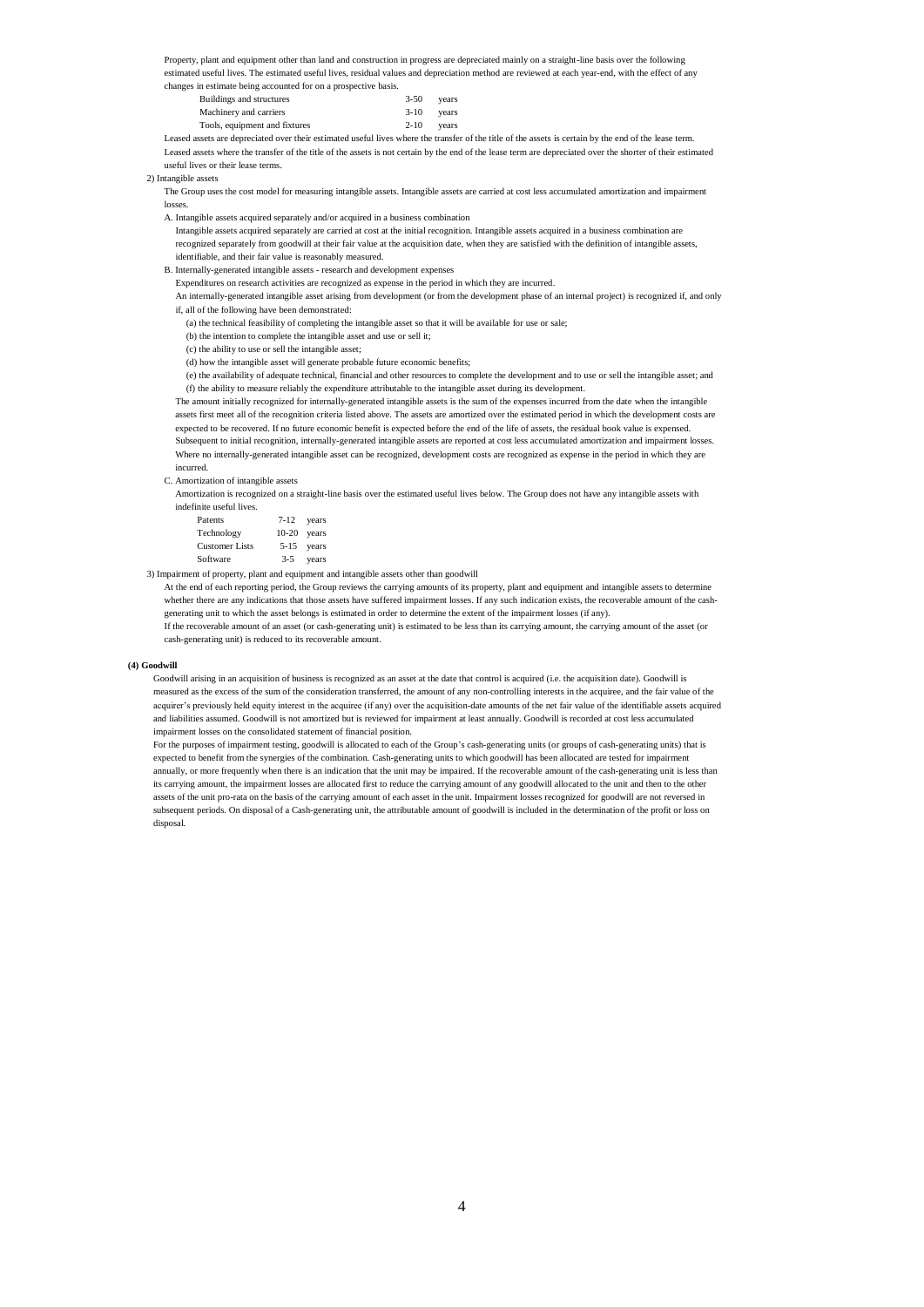Property, plant and equipment other than land and construction in progress are depreciated mainly on a straight-line basis over the following estimated useful lives. The estimated useful lives, residual values and depreciation method are reviewed at each year-end, with the effect of any changes in estimate being accounted for on a prospective basis.

| | | |
|---|---|---|
| Buildings and structures | 3-50 | years |
| Machinery and carriers | 3-10 | years |
| Tools, equipment and fixtures | 2-10 | years |

Leased assets are depreciated over their estimated useful lives where the transfer of the title of the assets is certain by the end of the lease term. Leased assets where the transfer of the title of the assets is not certain by the end of the lease term are depreciated over the shorter of their estimated useful lives or their lease terms.

2) Intangible assets

The Group uses the cost model for measuring intangible assets. Intangible assets are carried at cost less accumulated amortization and impairment losses.

A. Intangible assets acquired separately and/or acquired in a business combination

Intangible assets acquired separately are carried at cost at the initial recognition. Intangible assets acquired in a business combination are recognized separately from goodwill at their fair value at the acquisition date, when they are satisfied with the definition of intangible assets, identifiable, and their fair value is reasonably measured.

B. Internally-generated intangible assets - research and development expenses

Expenditures on research activities are recognized as expense in the period in which they are incurred.

An internally-generated intangible asset arising from development (or from the development phase of an internal project) is recognized if, and only if, all of the following have been demonstrated:

(a) the technical feasibility of completing the intangible asset so that it will be available for use or sale;

(b) the intention to complete the intangible asset and use or sell it;

(c) the ability to use or sell the intangible asset;

(d) how the intangible asset will generate probable future economic benefits;

(e) the availability of adequate technical, financial and other resources to complete the development and to use or sell the intangible asset; and

(f) the ability to measure reliably the expenditure attributable to the intangible asset during its development.

The amount initially recognized for internally-generated intangible assets is the sum of the expenses incurred from the date when the intangible assets first meet all of the recognition criteria listed above. The assets are amortized over the estimated period in which the development costs are expected to be recovered. If no future economic benefit is expected before the end of the life of assets, the residual book value is expensed. Subsequent to initial recognition, internally-generated intangible assets are reported at cost less accumulated amortization and impairment losses. Where no internally-generated intangible asset can be recognized, development costs are recognized as expense in the period in which they are incurred.

C. Amortization of intangible assets

Amortization is recognized on a straight-line basis over the estimated useful lives below. The Group does not have any intangible assets with indefinite useful lives.

| | | |
|---|---|---|
| Patents | 7-12 | years |
| Technology | 10-20 | years |
| Customer Lists | 5-15 | years |
| Software | 3-5 | years |

3) Impairment of property, plant and equipment and intangible assets other than goodwill

At the end of each reporting period, the Group reviews the carrying amounts of its property, plant and equipment and intangible assets to determine whether there are any indications that those assets have suffered impairment losses. If any such indication exists, the recoverable amount of the cash-generating unit to which the asset belongs is estimated in order to determine the extent of the impairment losses (if any).

If the recoverable amount of an asset (or cash-generating unit) is estimated to be less than its carrying amount, the carrying amount of the asset (or cash-generating unit) is reduced to its recoverable amount.

**(4) Goodwill**

Goodwill arising in an acquisition of business is recognized as an asset at the date that control is acquired (i.e. the acquisition date). Goodwill is measured as the excess of the sum of the consideration transferred, the amount of any non-controlling interests in the acquiree, and the fair value of the acquirer's previously held equity interest in the acquiree (if any) over the acquisition-date amounts of the net fair value of the identifiable assets acquired and liabilities assumed. Goodwill is not amortized but is reviewed for impairment at least annually. Goodwill is recorded at cost less accumulated impairment losses on the consolidated statement of financial position.

For the purposes of impairment testing, goodwill is allocated to each of the Group's cash-generating units (or groups of cash-generating units) that is expected to benefit from the synergies of the combination. Cash-generating units to which goodwill has been allocated are tested for impairment annually, or more frequently when there is an indication that the unit may be impaired. If the recoverable amount of the cash-generating unit is less than its carrying amount, the impairment losses are allocated first to reduce the carrying amount of any goodwill allocated to the unit and then to the other assets of the unit pro-rata on the basis of the carrying amount of each asset in the unit. Impairment losses recognized for goodwill are not reversed in subsequent periods. On disposal of a Cash-generating unit, the attributable amount of goodwill is included in the determination of the profit or loss on disposal.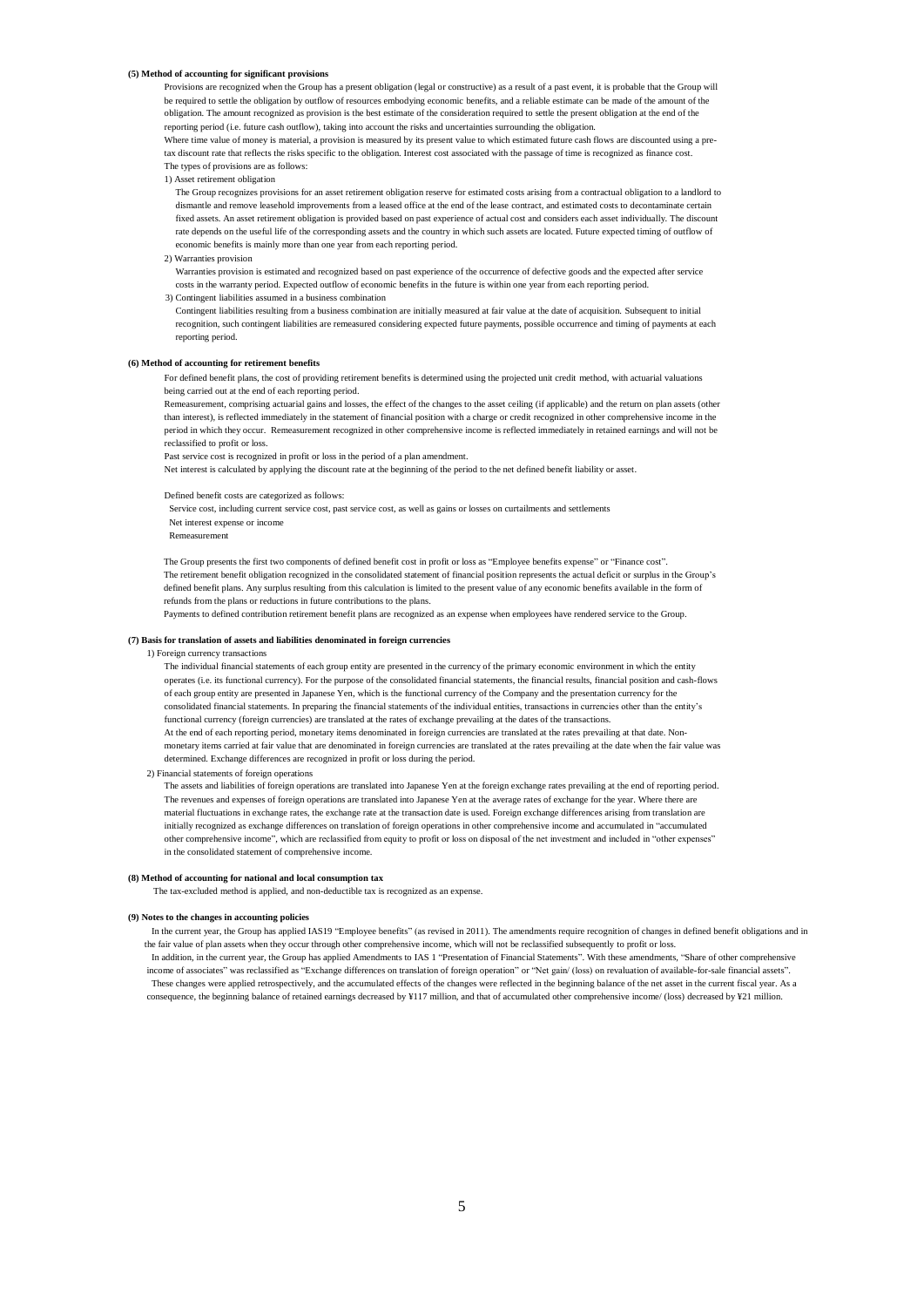**(5) Method of accounting for significant provisions**

Provisions are recognized when the Group has a present obligation (legal or constructive) as a result of a past event, it is probable that the Group will be required to settle the obligation by outflow of resources embodying economic benefits, and a reliable estimate can be made of the amount of the obligation. The amount recognized as provision is the best estimate of the consideration required to settle the present obligation at the end of the reporting period (i.e. future cash outflow), taking into account the risks and uncertainties surrounding the obligation.

Where time value of money is material, a provision is measured by its present value to which estimated future cash flows are discounted using a pre-tax discount rate that reflects the risks specific to the obligation. Interest cost associated with the passage of time is recognized as finance cost.

The types of provisions are as follows:

1) Asset retirement obligation

The Group recognizes provisions for an asset retirement obligation reserve for estimated costs arising from a contractual obligation to a landlord to dismantle and remove leasehold improvements from a leased office at the end of the lease contract, and estimated costs to decontaminate certain fixed assets. An asset retirement obligation is provided based on past experience of actual cost and considers each asset individually. The discount rate depends on the useful life of the corresponding assets and the country in which such assets are located. Future expected timing of outflow of economic benefits is mainly more than one year from each reporting period.

2) Warranties provision

Warranties provision is estimated and recognized based on past experience of the occurrence of defective goods and the expected after service costs in the warranty period. Expected outflow of economic benefits in the future is within one year from each reporting period.

3) Contingent liabilities assumed in a business combination

Contingent liabilities resulting from a business combination are initially measured at fair value at the date of acquisition. Subsequent to initial recognition, such contingent liabilities are remeasured considering expected future payments, possible occurrence and timing of payments at each reporting period.

**(6) Method of accounting for retirement benefits**

For defined benefit plans, the cost of providing retirement benefits is determined using the projected unit credit method, with actuarial valuations being carried out at the end of each reporting period.

Remeasurement, comprising actuarial gains and losses, the effect of the changes to the asset ceiling (if applicable) and the return on plan assets (other than interest), is reflected immediately in the statement of financial position with a charge or credit recognized in other comprehensive income in the period in which they occur. Remeasurement recognized in other comprehensive income is reflected immediately in retained earnings and will not be reclassified to profit or loss.

Past service cost is recognized in profit or loss in the period of a plan amendment.

Net interest is calculated by applying the discount rate at the beginning of the period to the net defined benefit liability or asset.

Defined benefit costs are categorized as follows:

- Service cost, including current service cost, past service cost, as well as gains or losses on curtailments and settlements
- Net interest expense or income
- Remeasurement

The Group presents the first two components of defined benefit cost in profit or loss as "Employee benefits expense" or "Finance cost".

The retirement benefit obligation recognized in the consolidated statement of financial position represents the actual deficit or surplus in the Group's defined benefit plans. Any surplus resulting from this calculation is limited to the present value of any economic benefits available in the form of refunds from the plans or reductions in future contributions to the plans.

Payments to defined contribution retirement benefit plans are recognized as an expense when employees have rendered service to the Group.

**(7) Basis for translation of assets and liabilities denominated in foreign currencies**

1) Foreign currency transactions

The individual financial statements of each group entity are presented in the currency of the primary economic environment in which the entity operates (i.e. its functional currency). For the purpose of the consolidated financial statements, the financial results, financial position and cash-flows of each group entity are presented in Japanese Yen, which is the functional currency of the Company and the presentation currency for the consolidated financial statements. In preparing the financial statements of the individual entities, transactions in currencies other than the entity's functional currency (foreign currencies) are translated at the rates of exchange prevailing at the dates of the transactions.

At the end of each reporting period, monetary items denominated in foreign currencies are translated at the rates prevailing at that date. Non-monetary items carried at fair value that are denominated in foreign currencies are translated at the rates prevailing at the date when the fair value was determined. Exchange differences are recognized in profit or loss during the period.

2) Financial statements of foreign operations

The assets and liabilities of foreign operations are translated into Japanese Yen at the foreign exchange rates prevailing at the end of reporting period. The revenues and expenses of foreign operations are translated into Japanese Yen at the average rates of exchange for the year. Where there are material fluctuations in exchange rates, the exchange rate at the transaction date is used. Foreign exchange differences arising from translation are initially recognized as exchange differences on translation of foreign operations in other comprehensive income and accumulated in "accumulated other comprehensive income", which are reclassified from equity to profit or loss on disposal of the net investment and included in "other expenses" in the consolidated statement of comprehensive income.

**(8) Method of accounting for national and local consumption tax**

The tax-excluded method is applied, and non-deductible tax is recognized as an expense.

**(9) Notes to the changes in accounting policies**

In the current year, the Group has applied IAS19 "Employee benefits" (as revised in 2011). The amendments require recognition of changes in defined benefit obligations and in the fair value of plan assets when they occur through other comprehensive income, which will not be reclassified subsequently to profit or loss.

In addition, in the current year, the Group has applied Amendments to IAS 1 "Presentation of Financial Statements". With these amendments, "Share of other comprehensive income of associates" was reclassified as "Exchange differences on translation of foreign operation" or "Net gain/ (loss) on revaluation of available-for-sale financial assets".

These changes were applied retrospectively, and the accumulated effects of the changes were reflected in the beginning balance of the net asset in the current fiscal year. As a consequence, the beginning balance of retained earnings decreased by ¥117 million, and that of accumulated other comprehensive income/ (loss) decreased by ¥21 million.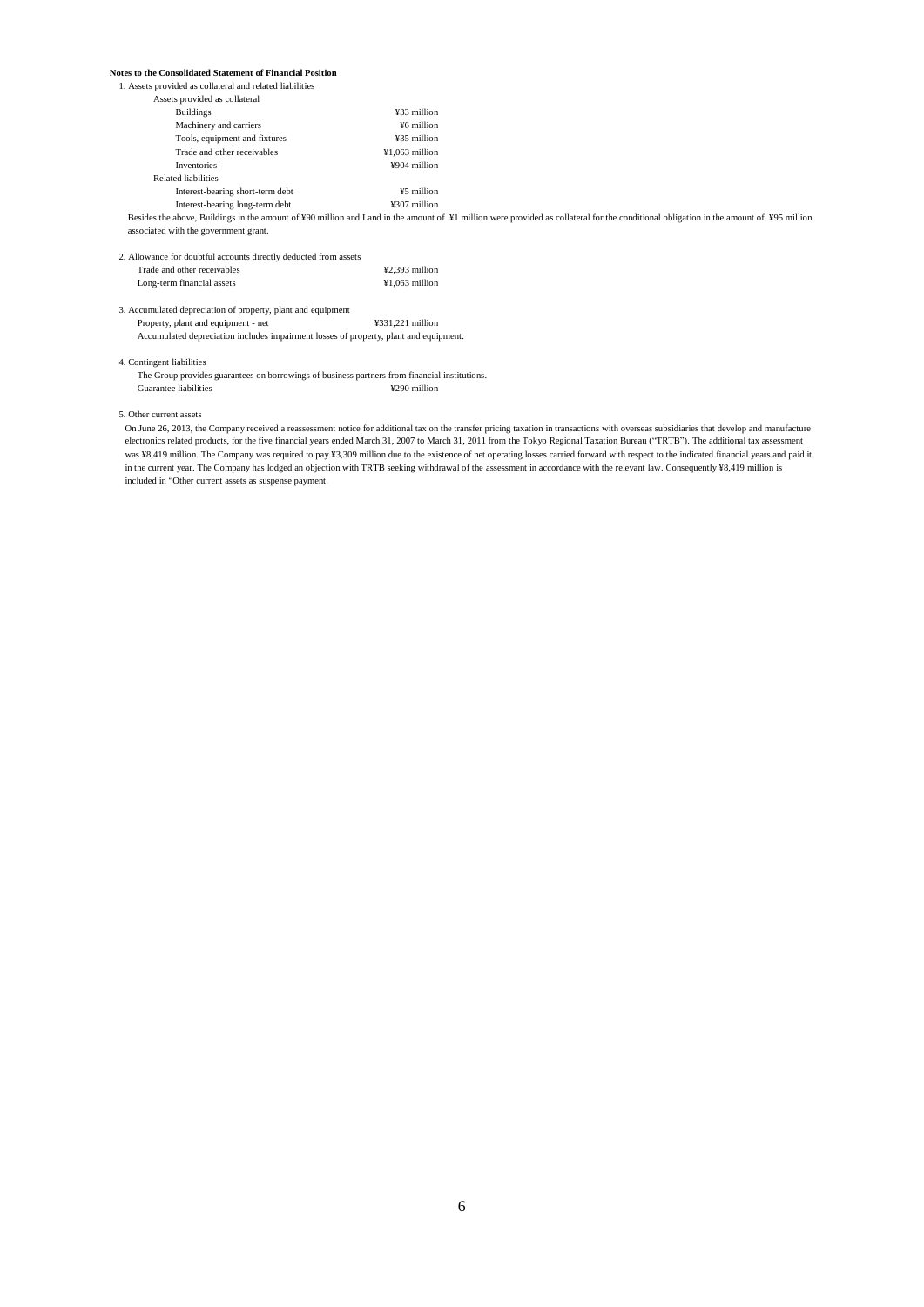**Notes to the Consolidated Statement of Financial Position**

1. Assets provided as collateral and related liabilities

| | |
|---|---|
| Assets provided as collateral | |
| Buildings | ¥33 million |
| Machinery and carriers | ¥6 million |
| Tools, equipment and fixtures | ¥35 million |
| Trade and other receivables | ¥1,063 million |
| Inventories | ¥904 million |
| Related liabilities | |
| Interest-bearing short-term debt | ¥5 million |
| Interest-bearing long-term debt | ¥307 million |

Besides the above, Buildings in the amount of ¥90 million and Land in the amount of ¥1 million were provided as collateral for the conditional obligation in the amount of ¥95 million associated with the government grant.

2. Allowance for doubtful accounts directly deducted from assets

| | |
|---|---|
| Trade and other receivables | ¥2,393 million |
| Long-term financial assets | ¥1,063 million |

3. Accumulated depreciation of property, plant and equipment

| | |
|---|---|
| Property, plant and equipment - net | ¥331,221 million |

Accumulated depreciation includes impairment losses of property, plant and equipment.

4. Contingent liabilities

The Group provides guarantees on borrowings of business partners from financial institutions.

| | |
|---|---|
| Guarantee liabilities | ¥290 million |

5. Other current assets

On June 26, 2013, the Company received a reassessment notice for additional tax on the transfer pricing taxation in transactions with overseas subsidiaries that develop and manufacture electronics related products, for the five financial years ended March 31, 2007 to March 31, 2011 from the Tokyo Regional Taxation Bureau ("TRTB"). The additional tax assessment was ¥8,419 million. The Company was required to pay ¥3,309 million due to the existence of net operating losses carried forward with respect to the indicated financial years and paid it in the current year. The Company has lodged an objection with TRTB seeking withdrawal of the assessment in accordance with the relevant law. Consequently ¥8,419 million is included in "Other current assets as suspense payment.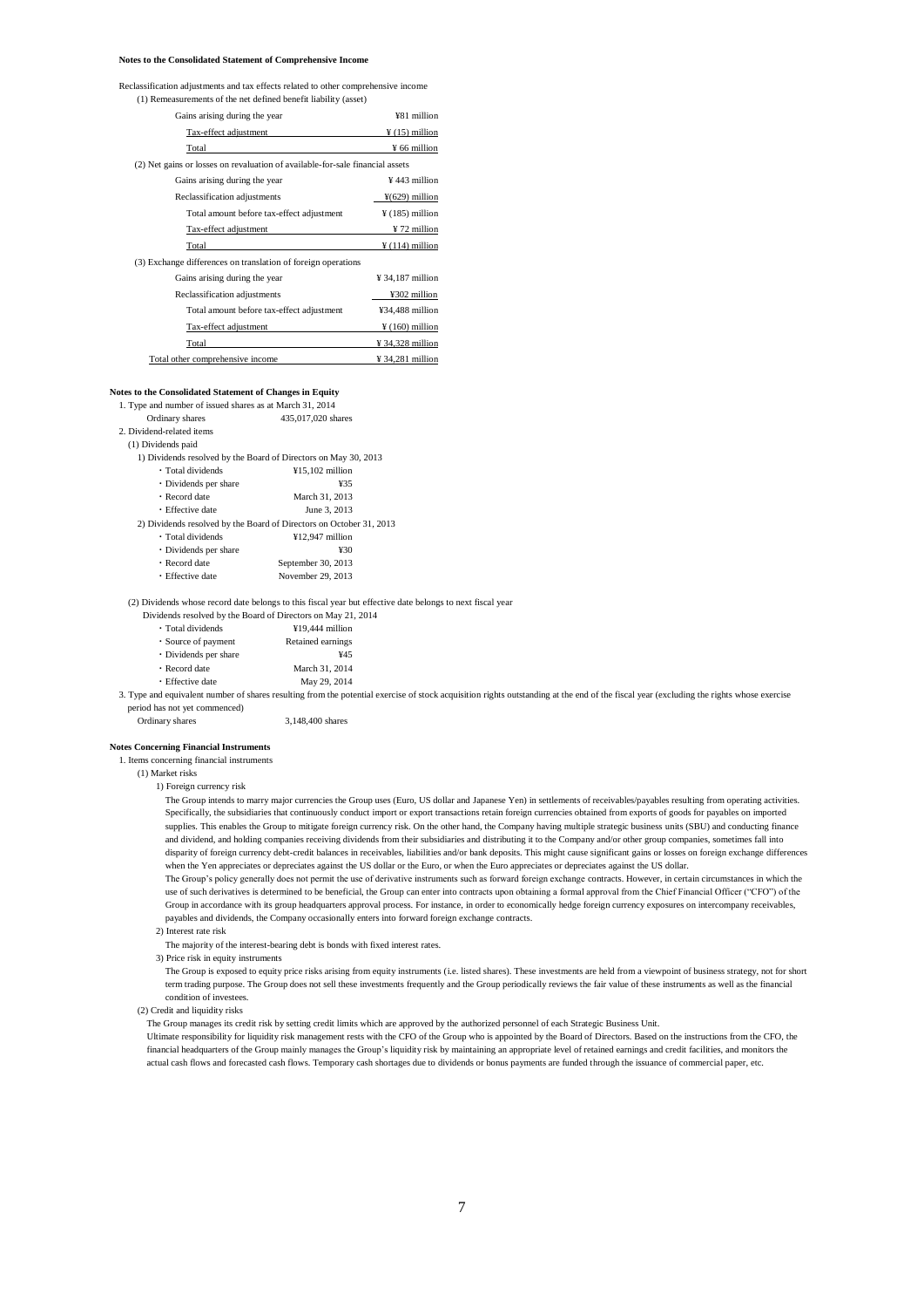**Notes to the Consolidated Statement of Comprehensive Income**

Reclassification adjustments and tax effects related to other comprehensive income

(1) Remeasurements of the net defined benefit liability (asset)

| | |
|---|---|
| Gains arising during the year | ¥81 million |
| Tax-effect adjustment | ¥ (15) million |
| Total | ¥ 66 million |

(2) Net gains or losses on revaluation of available-for-sale financial assets

| | |
|---|---|
| Gains arising during the year | ¥ 443 million |
| Reclassification adjustments | ¥(629) million |
| Total amount before tax-effect adjustment | ¥ (185) million |
| Tax-effect adjustment | ¥ 72 million |
| Total | ¥ (114) million |

(3) Exchange differences on translation of foreign operations

| | |
|---|---|
| Gains arising during the year | ¥ 34,187 million |
| Reclassification adjustments | ¥302 million |
| Total amount before tax-effect adjustment | ¥34,488 million |
| Tax-effect adjustment | ¥ (160) million |
| Total | ¥ 34,328 million |
| Total other comprehensive income | ¥ 34,281 million |

**Notes to the Consolidated Statement of Changes in Equity**

1. Type and number of issued shares as at March 31, 2014

Ordinary shares 435,017,020 shares

2. Dividend-related items

(1) Dividends paid

1) Dividends resolved by the Board of Directors on May 30, 2013

- Total dividends ¥15,102 million
- Dividends per share ¥35
- Record date March 31, 2013
- Effective date June 3, 2013

2) Dividends resolved by the Board of Directors on October 31, 2013

- Total dividends ¥12,947 million
- Dividends per share ¥30
- Record date September 30, 2013
- Effective date November 29, 2013

(2) Dividends whose record date belongs to this fiscal year but effective date belongs to next fiscal year

Dividends resolved by the Board of Directors on May 21, 2014

- Total dividends ¥19,444 million
- Source of payment Retained earnings
- Dividends per share ¥45
- Record date March 31, 2014
- Effective date May 29, 2014

3. Type and equivalent number of shares resulting from the potential exercise of stock acquisition rights outstanding at the end of the fiscal year (excluding the rights whose exercise period has not yet commenced)

Ordinary shares 3,148,400 shares

**Notes Concerning Financial Instruments**

1. Items concerning financial instruments

(1) Market risks

1) Foreign currency risk

The Group intends to marry major currencies the Group uses (Euro, US dollar and Japanese Yen) in settlements of receivables/payables resulting from operating activities. Specifically, the subsidiaries that continuously conduct import or export transactions retain foreign currencies obtained from exports of goods for payables on imported supplies. This enables the Group to mitigate foreign currency risk. On the other hand, the Company having multiple strategic business units (SBU) and conducting finance and dividend, and holding companies receiving dividends from their subsidiaries and distributing it to the Company and/or other group companies, sometimes fall into disparity of foreign currency debt-credit balances in receivables, liabilities and/or bank deposits. This might cause significant gains or losses on foreign exchange differences when the Yen appreciates or depreciates against the US dollar or the Euro, or when the Euro appreciates or depreciates against the US dollar.

The Group's policy generally does not permit the use of derivative instruments such as forward foreign exchange contracts. However, in certain circumstances in which the use of such derivatives is determined to be beneficial, the Group can enter into contracts upon obtaining a formal approval from the Chief Financial Officer ("CFO") of the Group in accordance with its group headquarters approval process. For instance, in order to economically hedge foreign currency exposures on intercompany receivables, payables and dividends, the Company occasionally enters into forward foreign exchange contracts.

2) Interest rate risk

The majority of the interest-bearing debt is bonds with fixed interest rates.

3) Price risk in equity instruments

The Group is exposed to equity price risks arising from equity instruments (i.e. listed shares). These investments are held from a viewpoint of business strategy, not for short term trading purpose. The Group does not sell these investments frequently and the Group periodically reviews the fair value of these instruments as well as the financial condition of investees.

(2) Credit and liquidity risks

The Group manages its credit risk by setting credit limits which are approved by the authorized personnel of each Strategic Business Unit.

Ultimate responsibility for liquidity risk management rests with the CFO of the Group who is appointed by the Board of Directors. Based on the instructions from the CFO, the financial headquarters of the Group mainly manages the Group's liquidity risk by maintaining an appropriate level of retained earnings and credit facilities, and monitors the actual cash flows and forecasted cash flows. Temporary cash shortages due to dividends or bonus payments are funded through the issuance of commercial paper, etc.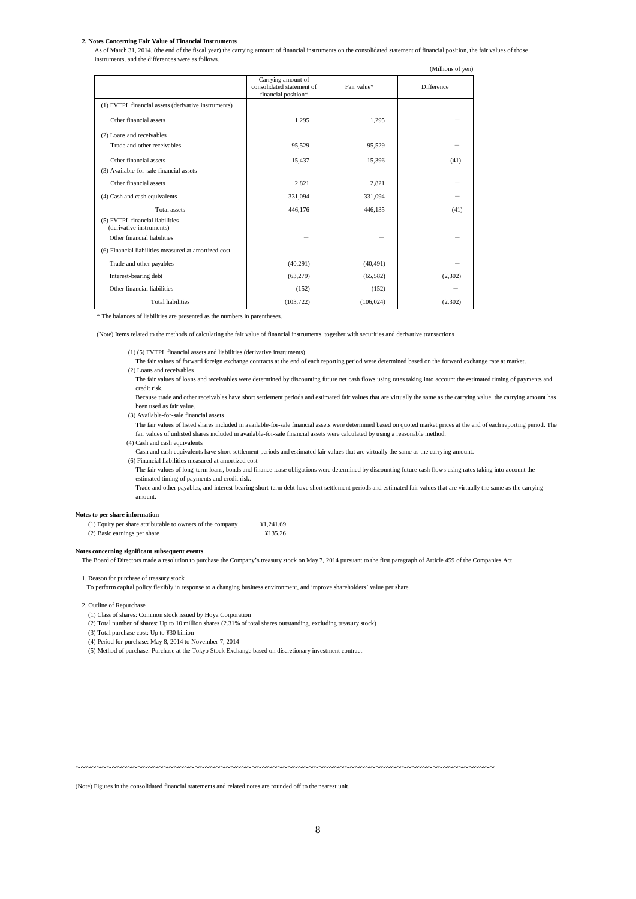**2. Notes Concerning Fair Value of Financial Instruments**

As of March 31, 2014, (the end of the fiscal year) the carrying amount of financial instruments on the consolidated statement of financial position, the fair values of those instruments, and the differences were as follows.

(Millions of yen)

| | Carrying amount of consolidated statement of financial position* | Fair value* | Difference |
|---|---|---|---|
| (1) FVTPL financial assets (derivative instruments) | | | |
| Other financial assets | 1,295 | 1,295 | — |
| (2) Loans and receivables | | | |
| Trade and other receivables | 95,529 | 95,529 | — |
| Other financial assets | 15,437 | 15,396 | (41) |
| (3) Available-for-sale financial assets | | | |
| Other financial assets | 2,821 | 2,821 | — |
| (4) Cash and cash equivalents | 331,094 | 331,094 | — |
| Total assets | 446,176 | 446,135 | (41) |
| (5) FVTPL financial liabilities (derivative instruments) | | | |
| Other financial liabilities | — | — | — |
| (6) Financial liabilities measured at amortized cost | | | |
| Trade and other payables | (40,291) | (40,491) | — |
| Interest-bearing debt | (63,279) | (65,582) | (2,302) |
| Other financial liabilities | (152) | (152) | — |
| Total liabilities | (103,722) | (106,024) | (2,302) |

* The balances of liabilities are presented as the numbers in parentheses.

(Note) Items related to the methods of calculating the fair value of financial instruments, together with securities and derivative transactions

(1) (5) FVTPL financial assets and liabilities (derivative instruments)

The fair values of forward foreign exchange contracts at the end of each reporting period were determined based on the forward exchange rate at market.

(2) Loans and receivables

The fair values of loans and receivables were determined by discounting future net cash flows using rates taking into account the estimated timing of payments and credit risk.

Because trade and other receivables have short settlement periods and estimated fair values that are virtually the same as the carrying value, the carrying amount has been used as fair value.

(3) Available-for-sale financial assets

The fair values of listed shares included in available-for-sale financial assets were determined based on quoted market prices at the end of each reporting period. The fair values of unlisted shares included in available-for-sale financial assets were calculated by using a reasonable method.

(4) Cash and cash equivalents

Cash and cash equivalents have short settlement periods and estimated fair values that are virtually the same as the carrying amount.

(6) Financial liabilities measured at amortized cost

The fair values of long-term loans, bonds and finance lease obligations were determined by discounting future cash flows using rates taking into account the estimated timing of payments and credit risk.

Trade and other payables, and interest-bearing short-term debt have short settlement periods and estimated fair values that are virtually the same as the carrying amount.

**Notes to per share information**

| | |
|---|---|
| (1) Equity per share attributable to owners of the company | ¥1,241.69 |
| (2) Basic earnings per share | ¥135.26 |

**Notes concerning significant subsequent events**

The Board of Directors made a resolution to purchase the Company's treasury stock on May 7, 2014 pursuant to the first paragraph of Article 459 of the Companies Act.

1. Reason for purchase of treasury stock

To perform capital policy flexibly in response to a changing business environment, and improve shareholders' value per share.

2. Outline of Repurchase

(1) Class of shares: Common stock issued by Hoya Corporation

(2) Total number of shares: Up to 10 million shares (2.31% of total shares outstanding, excluding treasury stock)

(3) Total purchase cost: Up to ¥30 billion

(4) Period for purchase: May 8, 2014 to November 7, 2014

(5) Method of purchase: Purchase at the Tokyo Stock Exchange based on discretionary investment contract

~~~~~~~~~~~~~~~~~~~~~~~~~~~~~~~~~~~~~~~~~~~~~~~~~~~~~~~~~~~~~~~~~~~~~~~~~~~~~~~~~~~~~~~~

(Note) Figures in the consolidated financial statements and related notes are rounded off to the nearest unit.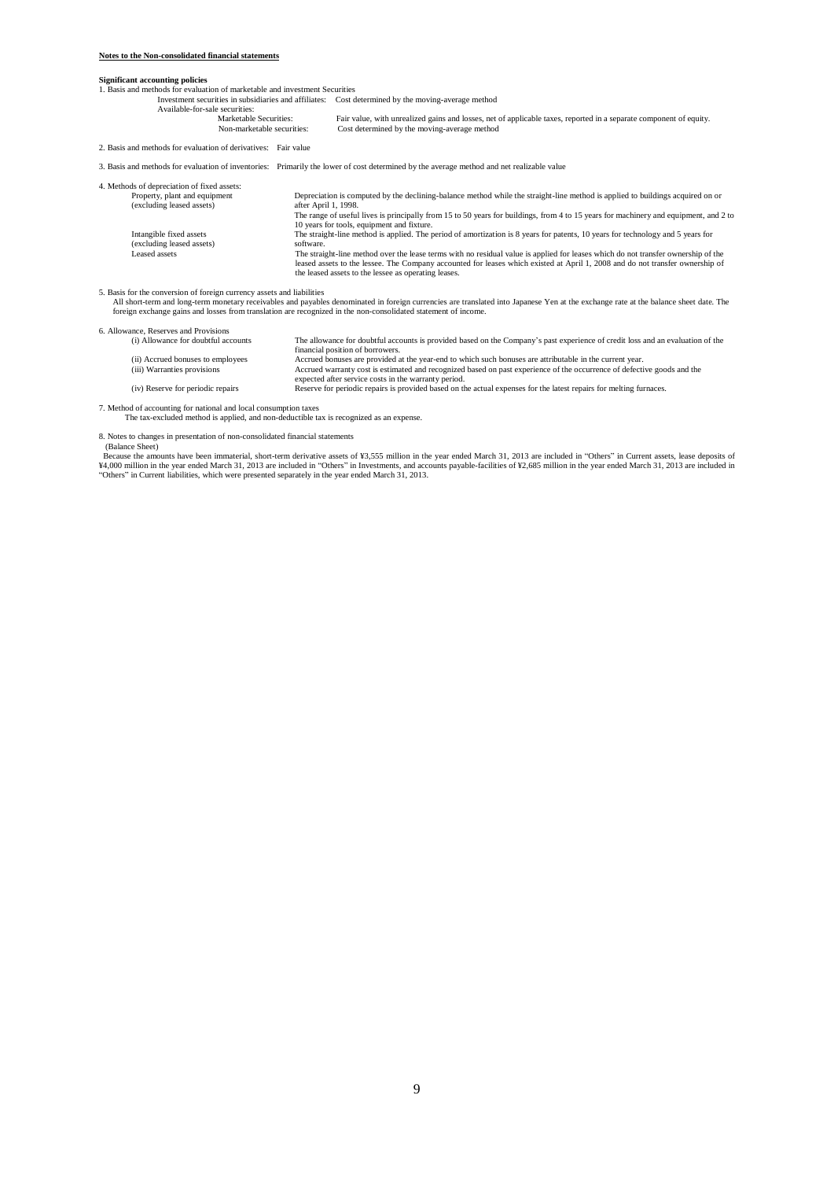**Notes to the Non-consolidated financial statements**

**Significant accounting policies**

1. Basis and methods for evaluation of marketable and investment Securities

| | |
|---|---|
| Investment securities in subsidiaries and affiliates: | Cost determined by the moving-average method |
| Available-for-sale securities: | |
| Marketable Securities: | Fair value, with unrealized gains and losses, net of applicable taxes, reported in a separate component of equity. |
| Non-marketable securities: | Cost determined by the moving-average method |

2. Basis and methods for evaluation of derivatives: Fair value

3. Basis and methods for evaluation of inventories: Primarily the lower of cost determined by the average method and net realizable value

4. Methods of depreciation of fixed assets:

| | |
|---|---|
| Property, plant and equipment (excluding leased assets) | Depreciation is computed by the declining-balance method while the straight-line method is applied to buildings acquired on or after April 1, 1998. The range of useful lives is principally from 15 to 50 years for buildings, from 4 to 15 years for machinery and equipment, and 2 to 10 years for tools, equipment and fixture. |
| Intangible fixed assets (excluding leased assets) | The straight-line method is applied. The period of amortization is 8 years for patents, 10 years for technology and 5 years for software. |
| Leased assets | The straight-line method over the lease terms with no residual value is applied for leases which do not transfer ownership of the leased assets to the lessee. The Company accounted for leases which existed at April 1, 2008 and do not transfer ownership of the leased assets to the lessee as operating leases. |

5. Basis for the conversion of foreign currency assets and liabilities

All short-term and long-term monetary receivables and payables denominated in foreign currencies are translated into Japanese Yen at the exchange rate at the balance sheet date. The foreign exchange gains and losses from translation are recognized in the non-consolidated statement of income.

6. Allowance, Reserves and Provisions

| | |
|---|---|
| (i) Allowance for doubtful accounts | The allowance for doubtful accounts is provided based on the Company's past experience of credit loss and an evaluation of the financial position of borrowers. |
| (ii) Accrued bonuses to employees | Accrued bonuses are provided at the year-end to which such bonuses are attributable in the current year. |
| (iii) Warranties provisions | Accrued warranty cost is estimated and recognized based on past experience of the occurrence of defective goods and the expected after service costs in the warranty period. |
| (iv) Reserve for periodic repairs | Reserve for periodic repairs is provided based on the actual expenses for the latest repairs for melting furnaces. |

7. Method of accounting for national and local consumption taxes

The tax-excluded method is applied, and non-deductible tax is recognized as an expense.

8. Notes to changes in presentation of non-consolidated financial statements

(Balance Sheet)

Because the amounts have been immaterial, short-term derivative assets of ¥3,555 million in the year ended March 31, 2013 are included in "Others" in Current assets, lease deposits of ¥4,000 million in the year ended March 31, 2013 are included in "Others" in Investments, and accounts payable-facilities of ¥2,685 million in the year ended March 31, 2013 are included in "Others" in Current liabilities, which were presented separately in the year ended March 31, 2013.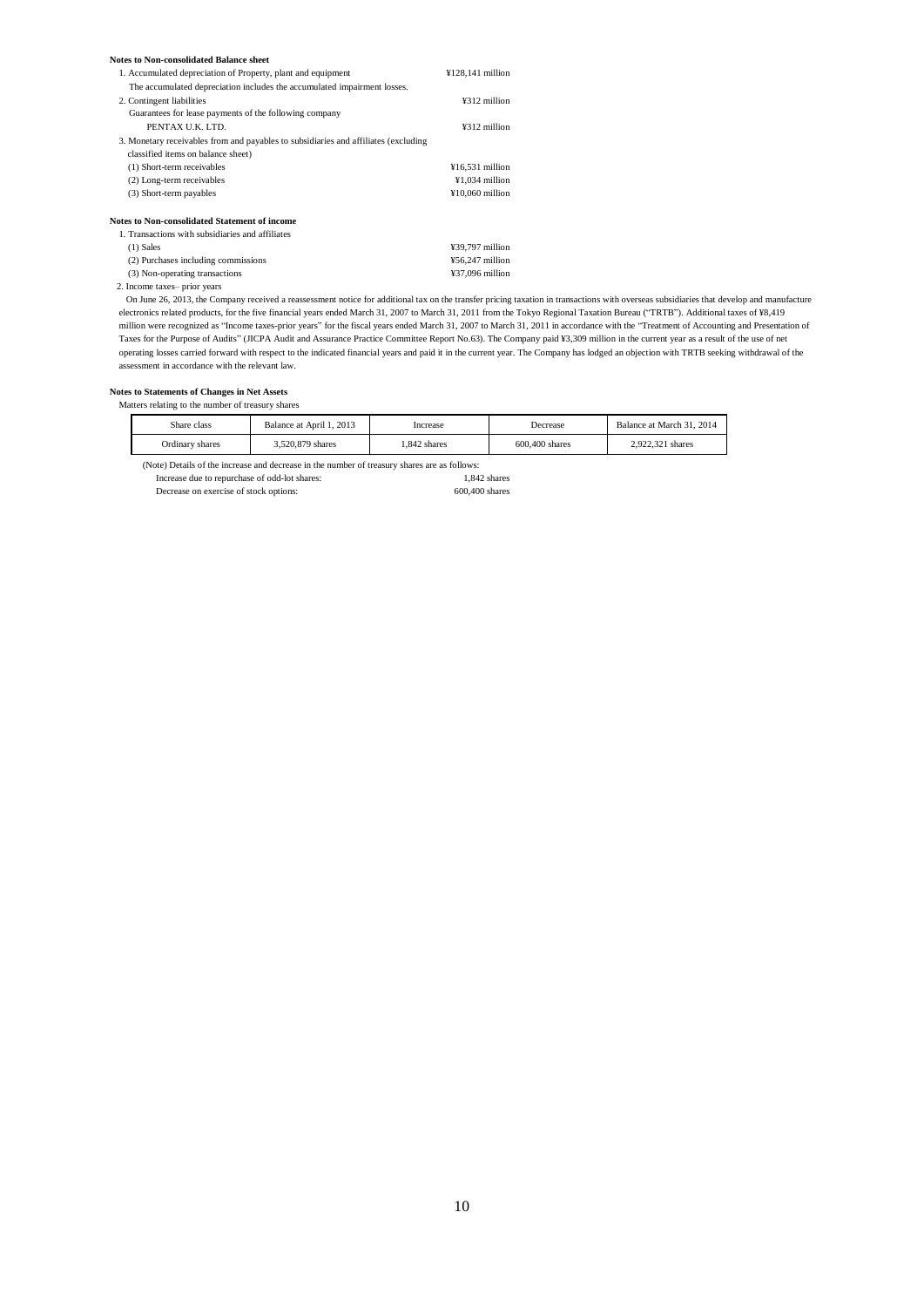**Notes to Non-consolidated Balance sheet**

1. Accumulated depreciation of Property, plant and equipment ¥128,141 million

   The accumulated depreciation includes the accumulated impairment losses.

2. Contingent liabilities ¥312 million

   Guarantees for lease payments of the following company

   PENTAX U.K. LTD. ¥312 million

3. Monetary receivables from and payables to subsidiaries and affiliates (excluding classified items on balance sheet)

   (1) Short-term receivables ¥16,531 million

   (2) Long-term receivables ¥1,034 million

   (3) Short-term payables ¥10,060 million

**Notes to Non-consolidated Statement of income**

1. Transactions with subsidiaries and affiliates

   (1) Sales ¥39,797 million

   (2) Purchases including commissions ¥56,247 million

   (3) Non-operating transactions ¥37,096 million

2. Income taxes– prior years

   On June 26, 2013, the Company received a reassessment notice for additional tax on the transfer pricing taxation in transactions with overseas subsidiaries that develop and manufacture electronics related products, for the five financial years ended March 31, 2007 to March 31, 2011 from the Tokyo Regional Taxation Bureau ("TRTB"). Additional taxes of ¥8,419 million were recognized as "Income taxes-prior years" for the fiscal years ended March 31, 2007 to March 31, 2011 in accordance with the "Treatment of Accounting and Presentation of Taxes for the Purpose of Audits" (JICPA Audit and Assurance Practice Committee Report No.63). The Company paid ¥3,309 million in the current year as a result of the use of net operating losses carried forward with respect to the indicated financial years and paid it in the current year. The Company has lodged an objection with TRTB seeking withdrawal of the assessment in accordance with the relevant law.

**Notes to Statements of Changes in Net Assets**

Matters relating to the number of treasury shares

| Share class | Balance at April 1, 2013 | Increase | Decrease | Balance at March 31, 2014 |
|---|---|---|---|---|
| Ordinary shares | 3,520,879 shares | 1,842 shares | 600,400 shares | 2,922,321 shares |

(Note) Details of the increase and decrease in the number of treasury shares are as follows:

Increase due to repurchase of odd-lot shares: 1,842 shares

Decrease on exercise of stock options: 600,400 shares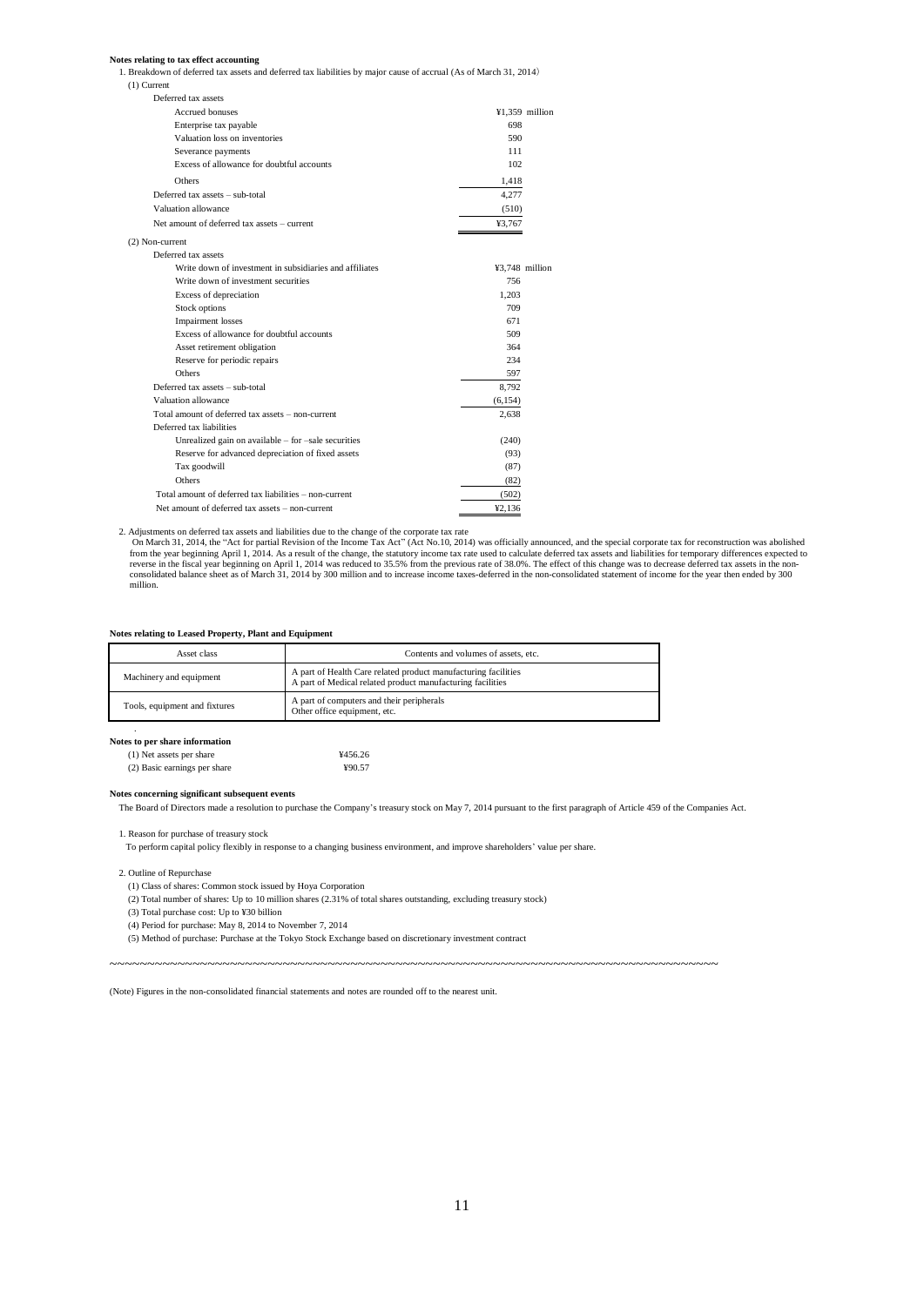**Notes relating to tax effect accounting**

1. Breakdown of deferred tax assets and deferred tax liabilities by major cause of accrual (As of March 31, 2014)

(1) Current

| | |
|---|---|
| Deferred tax assets | |
| Accrued bonuses | ¥1,359 million |
| Enterprise tax payable | 698 |
| Valuation loss on inventories | 590 |
| Severance payments | 111 |
| Excess of allowance for doubtful accounts | 102 |
| Others | 1,418 |
| Deferred tax assets – sub-total | 4,277 |
| Valuation allowance | (510) |
| Net amount of deferred tax assets – current | ¥3,767 |

(2) Non-current

| | |
|---|---|
| Deferred tax assets | |
| Write down of investment in subsidiaries and affiliates | ¥3,748 million |
| Write down of investment securities | 756 |
| Excess of depreciation | 1,203 |
| Stock options | 709 |
| Impairment losses | 671 |
| Excess of allowance for doubtful accounts | 509 |
| Asset retirement obligation | 364 |
| Reserve for periodic repairs | 234 |
| Others | 597 |
| Deferred tax assets – sub-total | 8,792 |
| Valuation allowance | (6,154) |
| Total amount of deferred tax assets – non-current | 2,638 |
| Deferred tax liabilities | |
| Unrealized gain on available – for –sale securities | (240) |
| Reserve for advanced depreciation of fixed assets | (93) |
| Tax goodwill | (87) |
| Others | (82) |
| Total amount of deferred tax liabilities – non-current | (502) |
| Net amount of deferred tax assets – non-current | ¥2,136 |

2. Adjustments on deferred tax assets and liabilities due to the change of the corporate tax rate

On March 31, 2014, the "Act for partial Revision of the Income Tax Act" (Act No.10, 2014) was officially announced, and the special corporate tax for reconstruction was abolished from the year beginning April 1, 2014. As a result of the change, the statutory income tax rate used to calculate deferred tax assets and liabilities for temporary differences expected to reverse in the fiscal year beginning on April 1, 2014 was reduced to 35.5% from the previous rate of 38.0%. The effect of this change was to decrease deferred tax assets in the non-consolidated balance sheet as of March 31, 2014 by 300 million and to increase income taxes-deferred in the non-consolidated statement of income for the year then ended by 300 million.

**Notes relating to Leased Property, Plant and Equipment**

| Asset class | Contents and volumes of assets, etc. |
|---|---|
| Machinery and equipment | A part of Health Care related product manufacturing facilities<br>A part of Medical related product manufacturing facilities |
| Tools, equipment and fixtures | A part of computers and their peripherals<br>Other office equipment, etc. |

**Notes to per share information**

(1) Net assets per share ¥456.26

(2) Basic earnings per share ¥90.57

**Notes concerning significant subsequent events**

The Board of Directors made a resolution to purchase the Company's treasury stock on May 7, 2014 pursuant to the first paragraph of Article 459 of the Companies Act.

1. Reason for purchase of treasury stock

To perform capital policy flexibly in response to a changing business environment, and improve shareholders' value per share.

2. Outline of Repurchase

(1) Class of shares: Common stock issued by Hoya Corporation

(2) Total number of shares: Up to 10 million shares (2.31% of total shares outstanding, excluding treasury stock)

(3) Total purchase cost: Up to ¥30 billion

(4) Period for purchase: May 8, 2014 to November 7, 2014

(5) Method of purchase: Purchase at the Tokyo Stock Exchange based on discretionary investment contract

~~~~~~~~~~~~~~~~~~~~~~~~~~~~~~~~~~~~~~~~~~~~~~~~~~~~~~~~~~~~~~~~~~~~~~~~~~~~~~~~

(Note) Figures in the non-consolidated financial statements and notes are rounded off to the nearest unit.